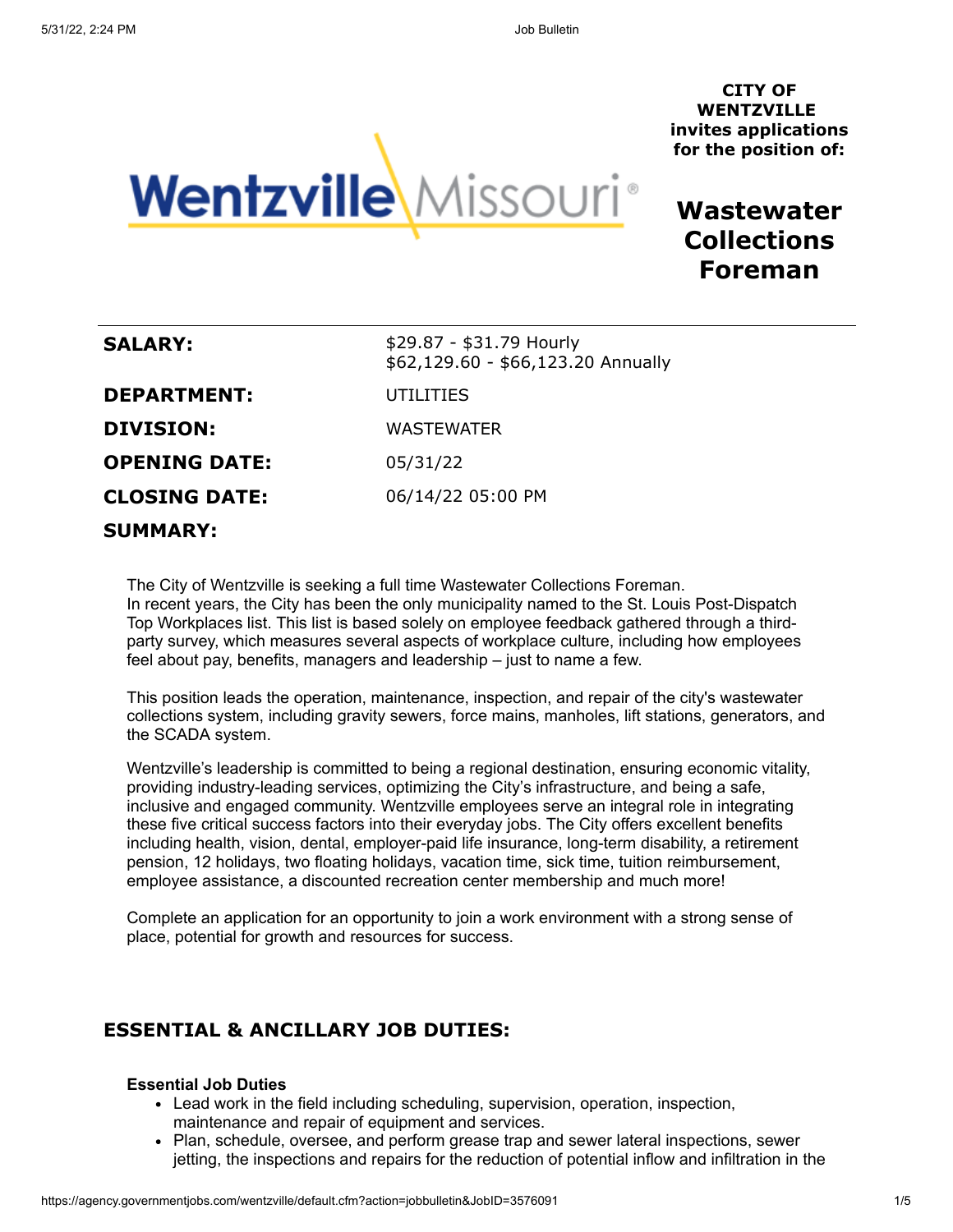**CITY OF WENTZVILLE invites applications for the position of:**

# Wastewater Collections Foreman

| | |
|---|---|
| **SALARY:** | \$29.87 - \$31.79 Hourly<br>\$62,129.60 - \$66,123.20 Annually |
| **DEPARTMENT:** | UTILITIES |
| **DIVISION:** | WASTEWATER |
| **OPENING DATE:** | 05/31/22 |
| **CLOSING DATE:** | 06/14/22 05:00 PM |

## SUMMARY:

The City of Wentzville is seeking a full time Wastewater Collections Foreman.
In recent years, the City has been the only municipality named to the St. Louis Post-Dispatch Top Workplaces list. This list is based solely on employee feedback gathered through a third-party survey, which measures several aspects of workplace culture, including how employees feel about pay, benefits, managers and leadership – just to name a few.

This position leads the operation, maintenance, inspection, and repair of the city's wastewater collections system, including gravity sewers, force mains, manholes, lift stations, generators, and the SCADA system.

Wentzville's leadership is committed to being a regional destination, ensuring economic vitality, providing industry-leading services, optimizing the City's infrastructure, and being a safe, inclusive and engaged community. Wentzville employees serve an integral role in integrating these five critical success factors into their everyday jobs. The City offers excellent benefits including health, vision, dental, employer-paid life insurance, long-term disability, a retirement pension, 12 holidays, two floating holidays, vacation time, sick time, tuition reimbursement, employee assistance, a discounted recreation center membership and much more!

Complete an application for an opportunity to join a work environment with a strong sense of place, potential for growth and resources for success.

## ESSENTIAL & ANCILLARY JOB DUTIES:

**Essential Job Duties**

- Lead work in the field including scheduling, supervision, operation, inspection, maintenance and repair of equipment and services.
- Plan, schedule, oversee, and perform grease trap and sewer lateral inspections, sewer jetting, the inspections and repairs for the reduction of potential inflow and infiltration in the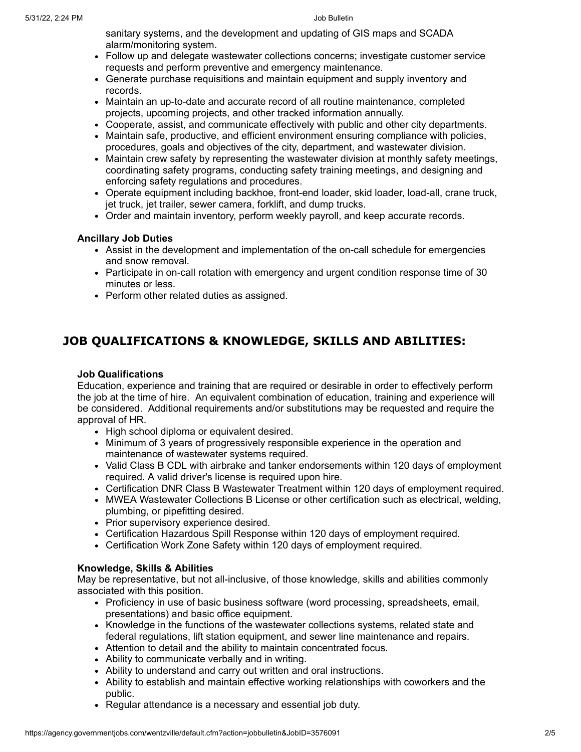- sanitary systems, and the development and updating of GIS maps and SCADA alarm/monitoring system.
- Follow up and delegate wastewater collections concerns; investigate customer service requests and perform preventive and emergency maintenance.
- Generate purchase requisitions and maintain equipment and supply inventory and records.
- Maintain an up-to-date and accurate record of all routine maintenance, completed projects, upcoming projects, and other tracked information annually.
- Cooperate, assist, and communicate effectively with public and other city departments.
- Maintain safe, productive, and efficient environment ensuring compliance with policies, procedures, goals and objectives of the city, department, and wastewater division.
- Maintain crew safety by representing the wastewater division at monthly safety meetings, coordinating safety programs, conducting safety training meetings, and designing and enforcing safety regulations and procedures.
- Operate equipment including backhoe, front-end loader, skid loader, load-all, crane truck, jet truck, jet trailer, sewer camera, forklift, and dump trucks.
- Order and maintain inventory, perform weekly payroll, and keep accurate records.

**Ancillary Job Duties**

- Assist in the development and implementation of the on-call schedule for emergencies and snow removal.
- Participate in on-call rotation with emergency and urgent condition response time of 30 minutes or less.
- Perform other related duties as assigned.

## JOB QUALIFICATIONS & KNOWLEDGE, SKILLS AND ABILITIES:

**Job Qualifications**

Education, experience and training that are required or desirable in order to effectively perform the job at the time of hire. An equivalent combination of education, training and experience will be considered. Additional requirements and/or substitutions may be requested and require the approval of HR.

- High school diploma or equivalent desired.
- Minimum of 3 years of progressively responsible experience in the operation and maintenance of wastewater systems required.
- Valid Class B CDL with airbrake and tanker endorsements within 120 days of employment required. A valid driver's license is required upon hire.
- Certification DNR Class B Wastewater Treatment within 120 days of employment required.
- MWEA Wastewater Collections B License or other certification such as electrical, welding, plumbing, or pipefitting desired.
- Prior supervisory experience desired.
- Certification Hazardous Spill Response within 120 days of employment required.
- Certification Work Zone Safety within 120 days of employment required.

**Knowledge, Skills & Abilities**

May be representative, but not all-inclusive, of those knowledge, skills and abilities commonly associated with this position.

- Proficiency in use of basic business software (word processing, spreadsheets, email, presentations) and basic office equipment.
- Knowledge in the functions of the wastewater collections systems, related state and federal regulations, lift station equipment, and sewer line maintenance and repairs.
- Attention to detail and the ability to maintain concentrated focus.
- Ability to communicate verbally and in writing.
- Ability to understand and carry out written and oral instructions.
- Ability to establish and maintain effective working relationships with coworkers and the public.
- Regular attendance is a necessary and essential job duty.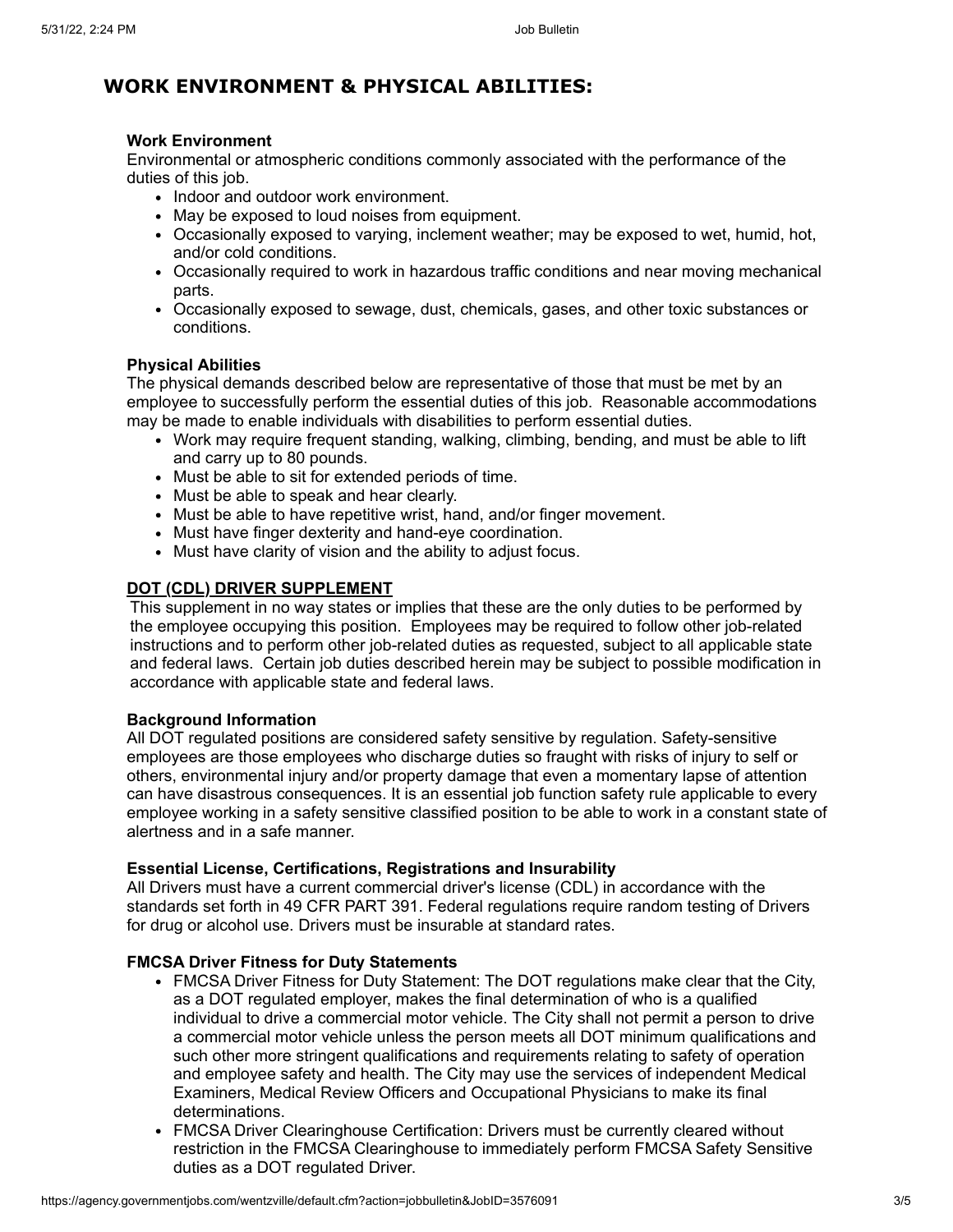## WORK ENVIRONMENT & PHYSICAL ABILITIES:

**Work Environment**
Environmental or atmospheric conditions commonly associated with the performance of the duties of this job.

- Indoor and outdoor work environment.
- May be exposed to loud noises from equipment.
- Occasionally exposed to varying, inclement weather; may be exposed to wet, humid, hot, and/or cold conditions.
- Occasionally required to work in hazardous traffic conditions and near moving mechanical parts.
- Occasionally exposed to sewage, dust, chemicals, gases, and other toxic substances or conditions.

**Physical Abilities**
The physical demands described below are representative of those that must be met by an employee to successfully perform the essential duties of this job. Reasonable accommodations may be made to enable individuals with disabilities to perform essential duties.

- Work may require frequent standing, walking, climbing, bending, and must be able to lift and carry up to 80 pounds.
- Must be able to sit for extended periods of time.
- Must be able to speak and hear clearly.
- Must be able to have repetitive wrist, hand, and/or finger movement.
- Must have finger dexterity and hand-eye coordination.
- Must have clarity of vision and the ability to adjust focus.

**DOT (CDL) DRIVER SUPPLEMENT**

This supplement in no way states or implies that these are the only duties to be performed by the employee occupying this position. Employees may be required to follow other job-related instructions and to perform other job-related duties as requested, subject to all applicable state and federal laws. Certain job duties described herein may be subject to possible modification in accordance with applicable state and federal laws.

**Background Information**
All DOT regulated positions are considered safety sensitive by regulation. Safety-sensitive employees are those employees who discharge duties so fraught with risks of injury to self or others, environmental injury and/or property damage that even a momentary lapse of attention can have disastrous consequences. It is an essential job function safety rule applicable to every employee working in a safety sensitive classified position to be able to work in a constant state of alertness and in a safe manner.

**Essential License, Certifications, Registrations and Insurability**
All Drivers must have a current commercial driver's license (CDL) in accordance with the standards set forth in 49 CFR PART 391. Federal regulations require random testing of Drivers for drug or alcohol use. Drivers must be insurable at standard rates.

**FMCSA Driver Fitness for Duty Statements**

- FMCSA Driver Fitness for Duty Statement: The DOT regulations make clear that the City, as a DOT regulated employer, makes the final determination of who is a qualified individual to drive a commercial motor vehicle. The City shall not permit a person to drive a commercial motor vehicle unless the person meets all DOT minimum qualifications and such other more stringent qualifications and requirements relating to safety of operation and employee safety and health. The City may use the services of independent Medical Examiners, Medical Review Officers and Occupational Physicians to make its final determinations.
- FMCSA Driver Clearinghouse Certification: Drivers must be currently cleared without restriction in the FMCSA Clearinghouse to immediately perform FMCSA Safety Sensitive duties as a DOT regulated Driver.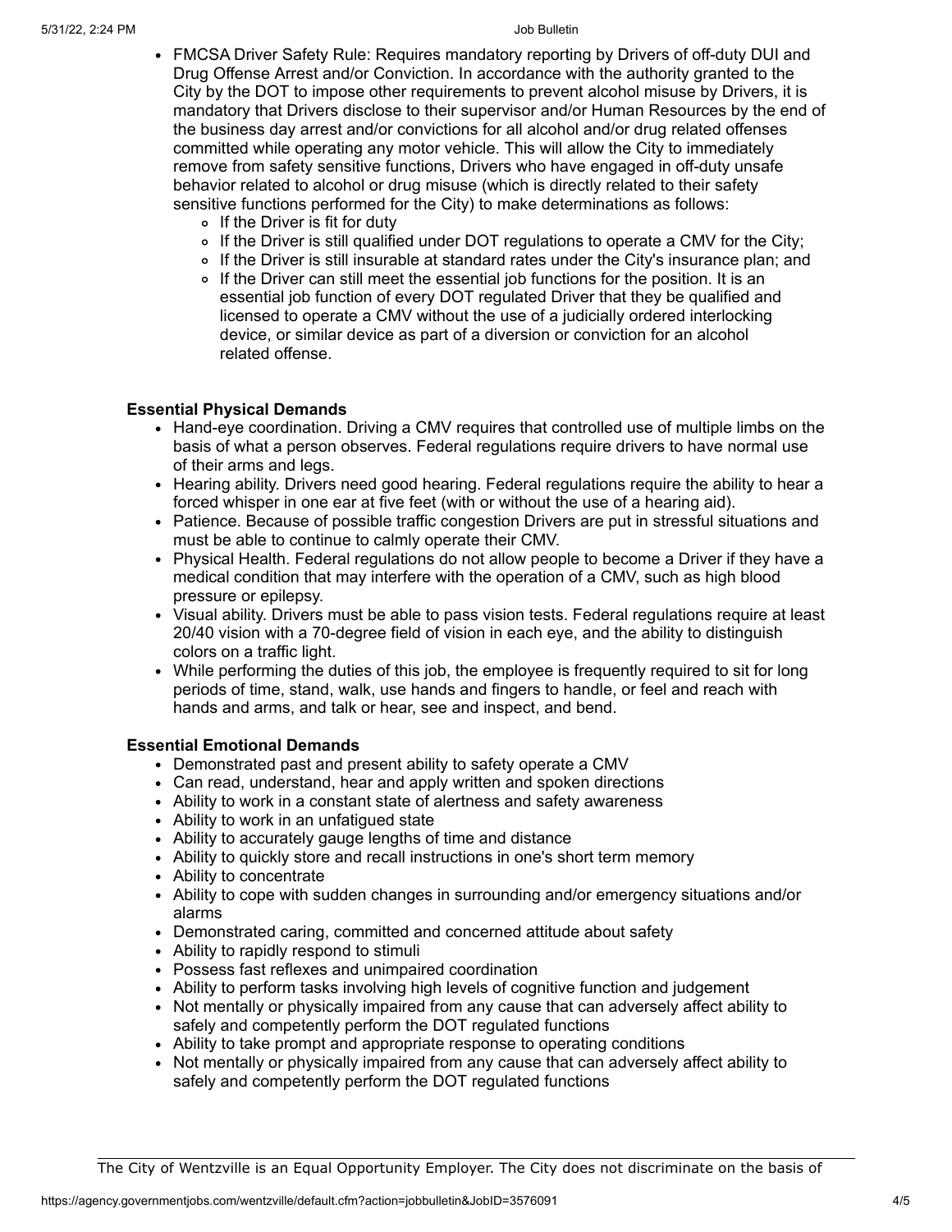- FMCSA Driver Safety Rule: Requires mandatory reporting by Drivers of off-duty DUI and Drug Offense Arrest and/or Conviction. In accordance with the authority granted to the City by the DOT to impose other requirements to prevent alcohol misuse by Drivers, it is mandatory that Drivers disclose to their supervisor and/or Human Resources by the end of the business day arrest and/or convictions for all alcohol and/or drug related offenses committed while operating any motor vehicle. This will allow the City to immediately remove from safety sensitive functions, Drivers who have engaged in off-duty unsafe behavior related to alcohol or drug misuse (which is directly related to their safety sensitive functions performed for the City) to make determinations as follows:
    - If the Driver is fit for duty
    - If the Driver is still qualified under DOT regulations to operate a CMV for the City;
    - If the Driver is still insurable at standard rates under the City's insurance plan; and
    - If the Driver can still meet the essential job functions for the position. It is an essential job function of every DOT regulated Driver that they be qualified and licensed to operate a CMV without the use of a judicially ordered interlocking device, or similar device as part of a diversion or conviction for an alcohol related offense.

**Essential Physical Demands**

- Hand-eye coordination. Driving a CMV requires that controlled use of multiple limbs on the basis of what a person observes. Federal regulations require drivers to have normal use of their arms and legs.
- Hearing ability. Drivers need good hearing. Federal regulations require the ability to hear a forced whisper in one ear at five feet (with or without the use of a hearing aid).
- Patience. Because of possible traffic congestion Drivers are put in stressful situations and must be able to continue to calmly operate their CMV.
- Physical Health. Federal regulations do not allow people to become a Driver if they have a medical condition that may interfere with the operation of a CMV, such as high blood pressure or epilepsy.
- Visual ability. Drivers must be able to pass vision tests. Federal regulations require at least 20/40 vision with a 70-degree field of vision in each eye, and the ability to distinguish colors on a traffic light.
- While performing the duties of this job, the employee is frequently required to sit for long periods of time, stand, walk, use hands and fingers to handle, or feel and reach with hands and arms, and talk or hear, see and inspect, and bend.

**Essential Emotional Demands**

- Demonstrated past and present ability to safety operate a CMV
- Can read, understand, hear and apply written and spoken directions
- Ability to work in a constant state of alertness and safety awareness
- Ability to work in an unfatigued state
- Ability to accurately gauge lengths of time and distance
- Ability to quickly store and recall instructions in one's short term memory
- Ability to concentrate
- Ability to cope with sudden changes in surrounding and/or emergency situations and/or alarms
- Demonstrated caring, committed and concerned attitude about safety
- Ability to rapidly respond to stimuli
- Possess fast reflexes and unimpaired coordination
- Ability to perform tasks involving high levels of cognitive function and judgement
- Not mentally or physically impaired from any cause that can adversely affect ability to safely and competently perform the DOT regulated functions
- Ability to take prompt and appropriate response to operating conditions
- Not mentally or physically impaired from any cause that can adversely affect ability to safely and competently perform the DOT regulated functions

The City of Wentzville is an Equal Opportunity Employer. The City does not discriminate on the basis of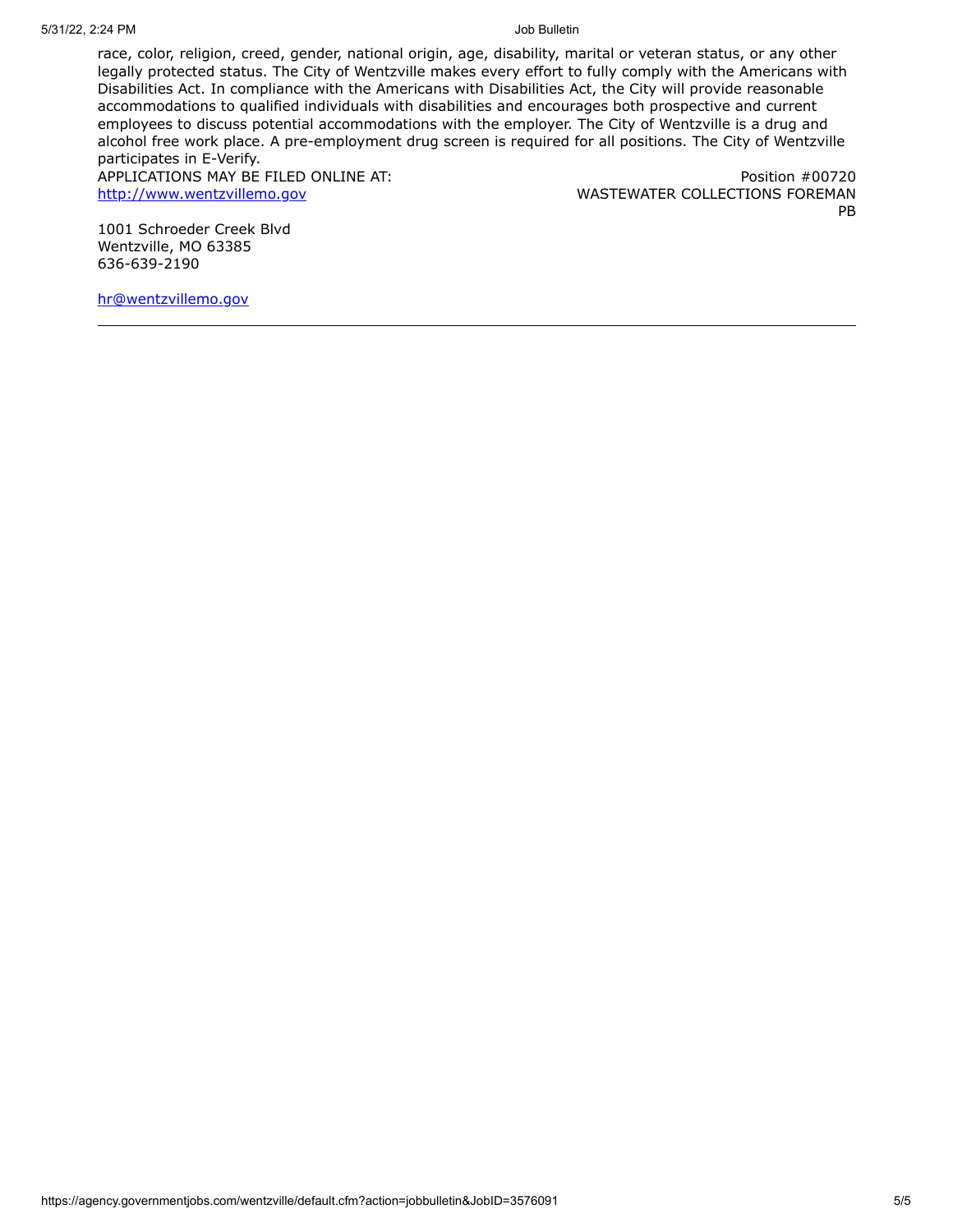race, color, religion, creed, gender, national origin, age, disability, marital or veteran status, or any other legally protected status. The City of Wentzville makes every effort to fully comply with the Americans with Disabilities Act. In compliance with the Americans with Disabilities Act, the City will provide reasonable accommodations to qualified individuals with disabilities and encourages both prospective and current employees to discuss potential accommodations with the employer. The City of Wentzville is a drug and alcohol free work place. A pre-employment drug screen is required for all positions. The City of Wentzville participates in E-Verify.

APPLICATIONS MAY BE FILED ONLINE AT:
http://www.wentzvillemo.gov

1001 Schroeder Creek Blvd
Wentzville, MO 63385
636-639-2190

hr@wentzvillemo.gov

Position #00720
WASTEWATER COLLECTIONS FOREMAN
PB

---